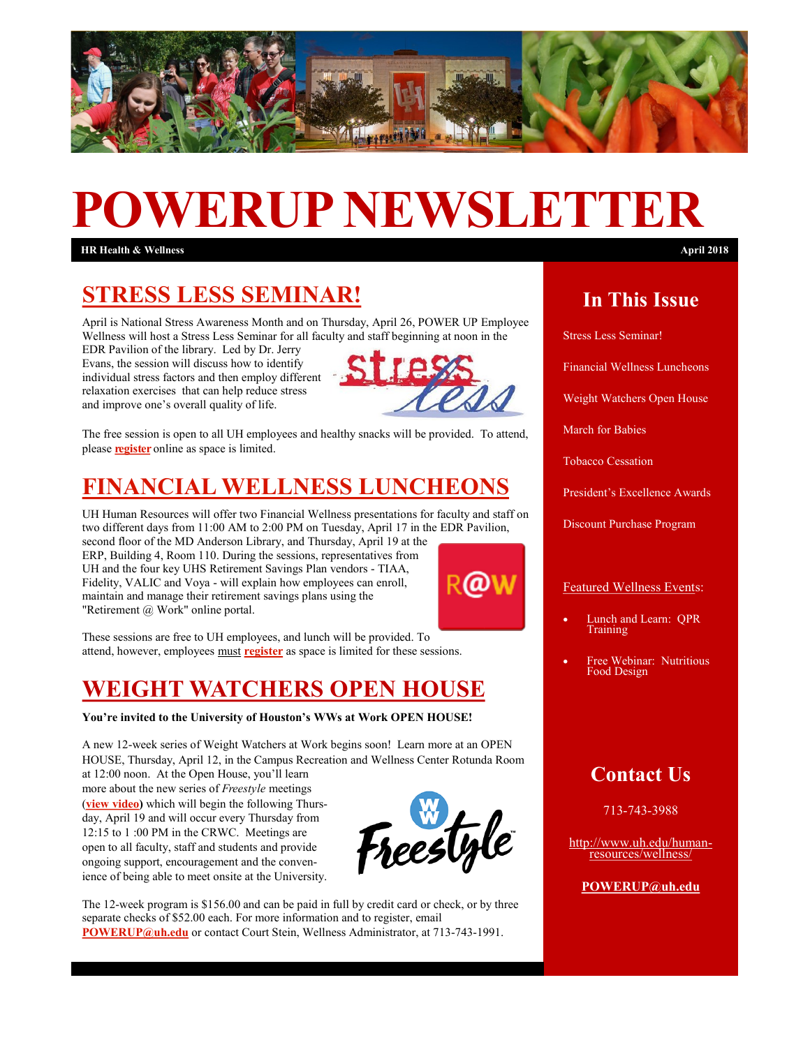# POWERUP NEWSLETTER

**HR Health & Wellness** **April 2018**

## STRESS LESS SEMINAR!

April is National Stress Awareness Month and on Thursday, April 26, POWER UP Employee Wellness will host a Stress Less Seminar for all faculty and staff beginning at noon in the EDR Pavilion of the library. Led by Dr. Jerry Evans, the session will discuss how to identify individual stress factors and then employ different relaxation exercises that can help reduce stress and improve one's overall quality of life.

The free session is open to all UH employees and healthy snacks will be provided. To attend, please **register** online as space is limited.

## FINANCIAL WELLNESS LUNCHEONS

UH Human Resources will offer two Financial Wellness presentations for faculty and staff on two different days from 11:00 AM to 2:00 PM on Tuesday, April 17 in the EDR Pavilion, second floor of the MD Anderson Library, and Thursday, April 19 at the ERP, Building 4, Room 110. During the sessions, representatives from UH and the four key UHS Retirement Savings Plan vendors - TIAA, Fidelity, VALIC and Voya - will explain how employees can enroll, maintain and manage their retirement savings plans using the "Retirement @ Work" online portal.

These sessions are free to UH employees, and lunch will be provided. To attend, however, employees must **register** as space is limited for these sessions.

## WEIGHT WATCHERS OPEN HOUSE

**You're invited to the University of Houston's WWs at Work OPEN HOUSE!**

A new 12-week series of Weight Watchers at Work begins soon! Learn more at an OPEN HOUSE, Thursday, April 12, in the Campus Recreation and Wellness Center Rotunda Room at 12:00 noon. At the Open House, you'll learn more about the new series of *Freestyle* meetings (**view video**) which will begin the following Thursday, April 19 and will occur every Thursday from 12:15 to 1 :00 PM in the CRWC. Meetings are open to all faculty, staff and students and provide ongoing support, encouragement and the convenience of being able to meet onsite at the University.

The 12-week program is $156.00 and can be paid in full by credit card or check, or by three separate checks of $52.00 each. For more information and to register, email **POWERUP@uh.edu** or contact Court Stein, Wellness Administrator, at 713-743-1991.

## In This Issue

- Stress Less Seminar!
- Financial Wellness Luncheons
- Weight Watchers Open House
- March for Babies
- Tobacco Cessation
- President's Excellence Awards
- Discount Purchase Program

Featured Wellness Events:

- Lunch and Learn: QPR Training
- Free Webinar: Nutritious Food Design

## Contact Us

713-743-3988

http://www.uh.edu/human-resources/wellness/

**POWERUP@uh.edu**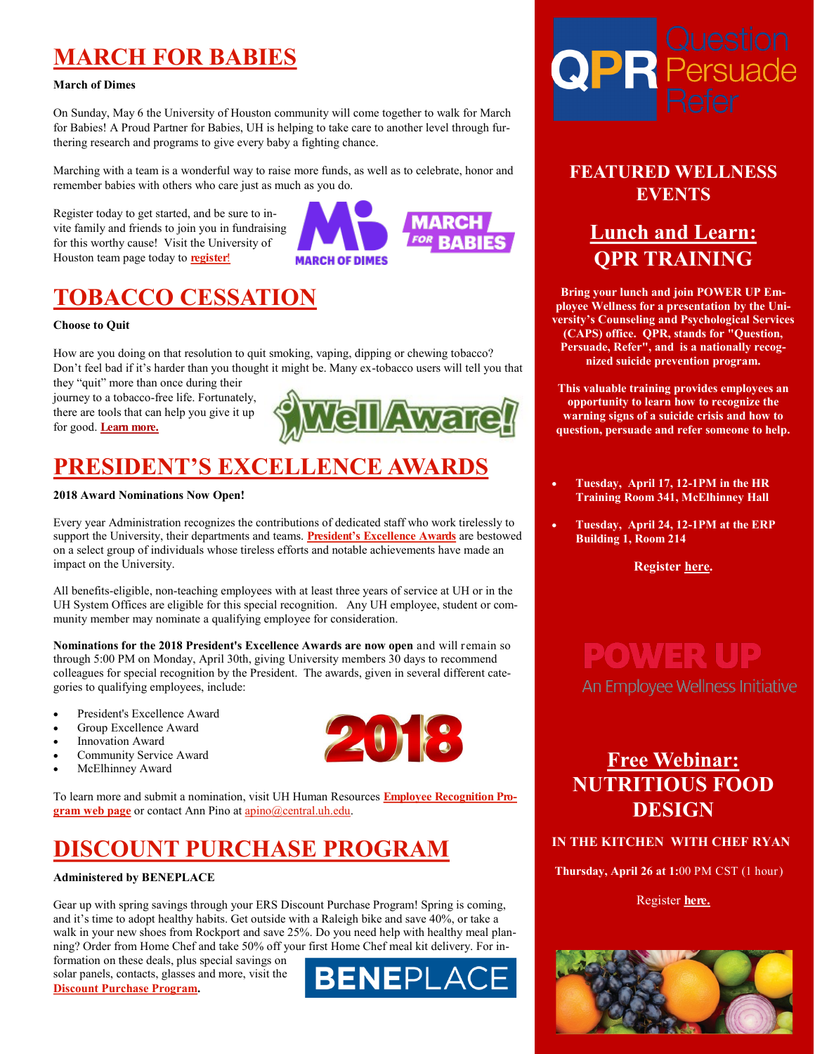# MARCH FOR BABIES

**March of Dimes**

On Sunday, May 6 the University of Houston community will come together to walk for March for Babies! A Proud Partner for Babies, UH is helping to take care to another level through furthering research and programs to give every baby a fighting chance.

Marching with a team is a wonderful way to raise more funds, as well as to celebrate, honor and remember babies with others who care just as much as you do.

Register today to get started, and be sure to invite family and friends to join you in fundraising for this worthy cause! Visit the University of Houston team page today to **register!**

MARCH OF DIMES

MARCH FOR BABIES

# TOBACCO CESSATION

**Choose to Quit**

How are you doing on that resolution to quit smoking, vaping, dipping or chewing tobacco? Don't feel bad if it's harder than you thought it might be. Many ex-tobacco users will tell you that they "quit" more than once during their journey to a tobacco-free life. Fortunately, there are tools that can help you give it up for good. **Learn more.**

Well Aware!

# PRESIDENT'S EXCELLENCE AWARDS

**2018 Award Nominations Now Open!**

Every year Administration recognizes the contributions of dedicated staff who work tirelessly to support the University, their departments and teams. **President's Excellence Awards** are bestowed on a select group of individuals whose tireless efforts and notable achievements have made an impact on the University.

All benefits-eligible, non-teaching employees with at least three years of service at UH or in the UH System Offices are eligible for this special recognition. Any UH employee, student or community member may nominate a qualifying employee for consideration.

**Nominations for the 2018 President's Excellence Awards are now open** and will remain so through 5:00 PM on Monday, April 30th, giving University members 30 days to recommend colleagues for special recognition by the President. The awards, given in several different categories to qualifying employees, include:

- President's Excellence Award
- Group Excellence Award
- Innovation Award
- Community Service Award
- McElhinney Award

2018

To learn more and submit a nomination, visit UH Human Resources **Employee Recognition Program web page** or contact Ann Pino at apino@central.uh.edu.

# DISCOUNT PURCHASE PROGRAM

**Administered by BENEPLACE**

Gear up with spring savings through your ERS Discount Purchase Program! Spring is coming, and it's time to adopt healthy habits. Get outside with a Raleigh bike and save 40%, or take a walk in your new shoes from Rockport and save 25%. Do you need help with healthy meal planning? Order from Home Chef and take 50% off your first Home Chef meal kit delivery. For information on these deals, plus special savings on solar panels, contacts, glasses and more, visit the **Discount Purchase Program.**

BENEPLACE

QPR Question Persuade Refer

## FEATURED WELLNESS EVENTS

## Lunch and Learn: QPR TRAINING

**Bring your lunch and join POWER UP Employee Wellness for a presentation by the University's Counseling and Psychological Services (CAPS) office. QPR, stands for "Question, Persuade, Refer", and is a nationally recognized suicide prevention program.**

**This valuable training provides employees an opportunity to learn how to recognize the warning signs of a suicide crisis and how to question, persuade and refer someone to help.**

- **Tuesday, April 17, 12-1PM in the HR Training Room 341, McElhinney Hall**
- **Tuesday, April 24, 12-1PM at the ERP Building 1, Room 214**

**Register here.**

POWER UP

An Employee Wellness Initiative

## Free Webinar: NUTRITIOUS FOOD DESIGN

**IN THE KITCHEN WITH CHEF RYAN**

**Thursday, April 26 at 1:**00 PM CST (1 hour)

Register **here.**